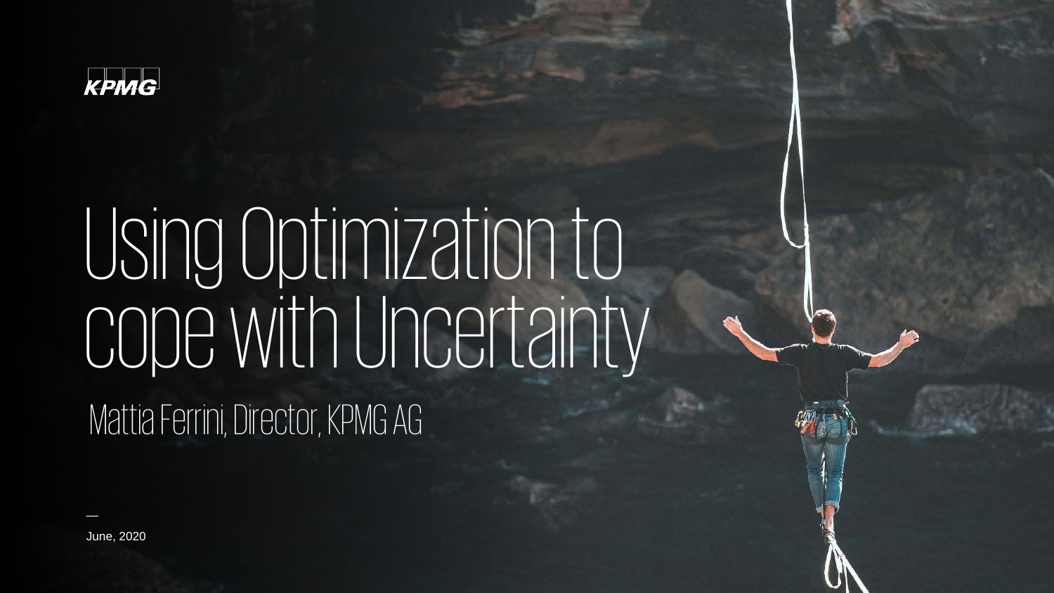KPMG

# Using Optimization to cope with Uncertainty

Mattia Ferrini, Director, KPMG AG

June, 2020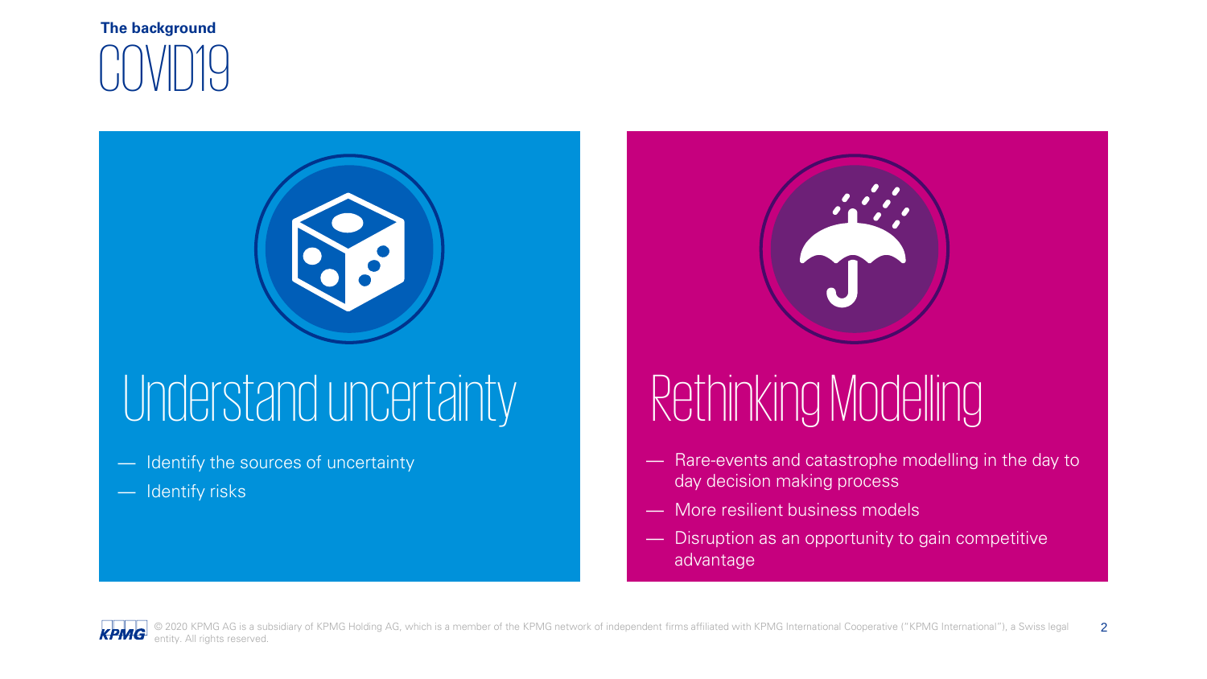**The background**

# COVID19

## Understand uncertainty

- Identify the sources of uncertainty
- Identify risks

## Rethinking Modelling

- Rare-events and catastrophe modelling in the day to day decision making process
- More resilient business models
- Disruption as an opportunity to gain competitive advantage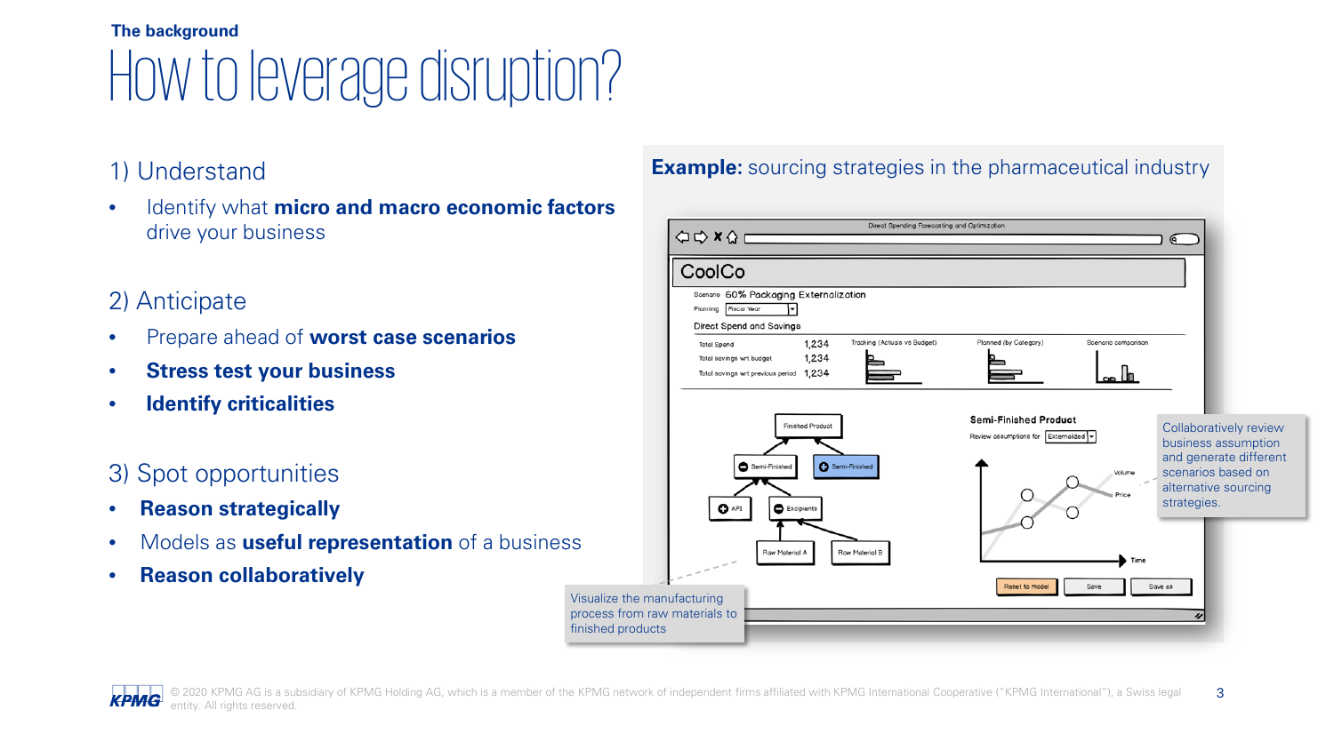The background

# How to leverage disruption?

## 1) Understand

- Identify what **micro and macro economic factors** drive your business

## 2) Anticipate

- Prepare ahead of **worst case scenarios**
- **Stress test your business**
- **Identify criticalities**

## 3) Spot opportunities

- **Reason strategically**
- Models as **useful representation** of a business
- **Reason collaboratively**

**Example:** sourcing strategies in the pharmaceutical industry

Direct Spending Forecasting and Optimization

CoolCo

Scenario 60% Packaging Externalization

Planning: Fiscal Year

Direct Spend and Savings

| | |
|---|---|
| Total Spend | 1,234 |
| Total savings wrt budget | 1,234 |
| Total savings wrt previous period | 1,234 |

Tracking (Actuals vs Budget) — Planned (by Category) — Scenario comparison

Finished Product → Semi-Finished, Semi-Finished → API, Excipients → Raw Material A, Raw Material B

Semi-Finished Product

Review assumptions for: Externalized

Volume, Price, Time

Reset to model — Save — Save as

Collaboratively review business assumption and generate different scenarios based on alternative sourcing strategies.

Visualize the manufacturing process from raw materials to finished products

© 2020 KPMG AG is a subsidiary of KPMG Holding AG, which is a member of the KPMG network of independent firms affiliated with KPMG International Cooperative ("KPMG International"), a Swiss legal entity. All rights reserved.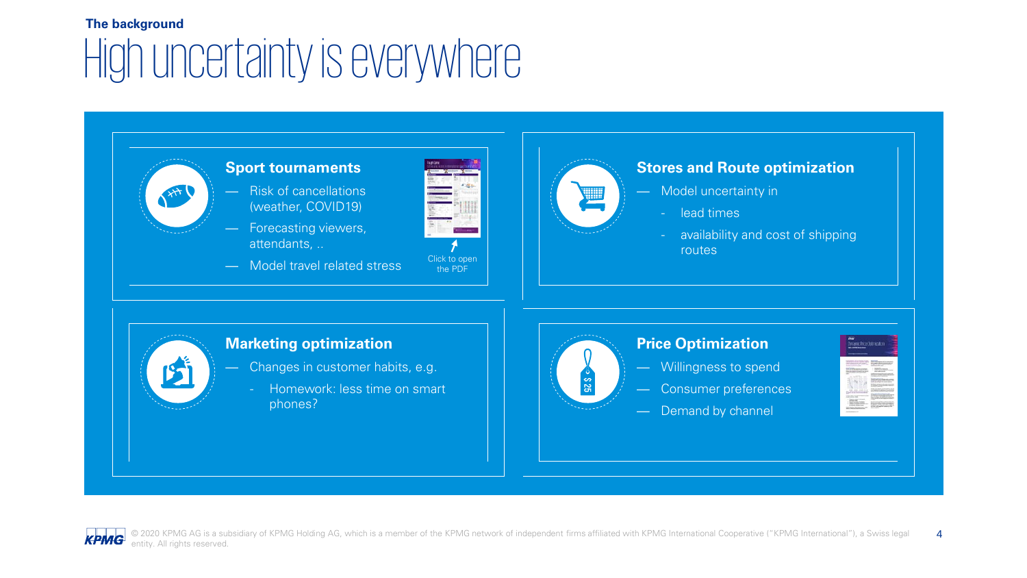**The background**

# High uncertainty is everywhere

## Sport tournaments

- Risk of cancellations (weather, COVID19)
- Forecasting viewers, attendants, ..
- Model travel related stress

Click to open the PDF

## Stores and Route optimization

- Model uncertainty in
  - lead times
  - availability and cost of shipping routes

## Marketing optimization

- Changes in customer habits, e.g.
  - Homework: less time on smart phones?

## Price Optimization

- Willingness to spend
- Consumer preferences
- Demand by channel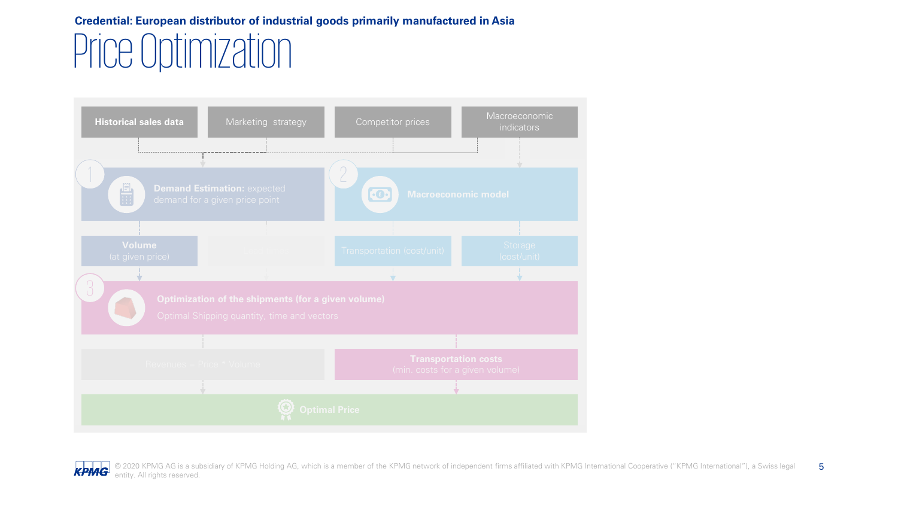**Credential: European distributor of industrial goods primarily manufactured in Asia**

# Price Optimization

**Historical sales data**

Marketing strategy

Competitor prices

Macroeconomic indicators

1 **Demand Estimation:** expected demand for a given price point

2 **Macroeconomic model**

**Volume** (at given price)

Transportation (cost/unit)

Storage (cost/unit)

3 **Optimization of the shipments (for a given volume)**

Optimal Shipping quantity, time and vectors

Revenues = Price * Volume

**Transportation costs** (min. costs for a given volume)

**Optimal Price**

© 2020 KPMG AG is a subsidiary of KPMG Holding AG, which is a member of the KPMG network of independent firms affiliated with KPMG International Cooperative ("KPMG International"), a Swiss legal entity. All rights reserved.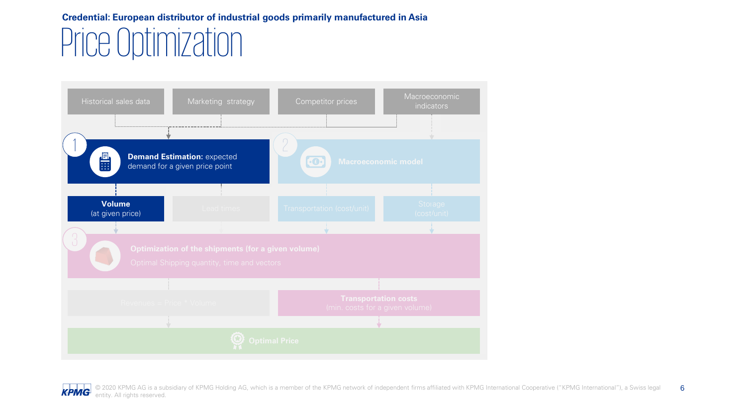**Credential: European distributor of industrial goods primarily manufactured in Asia**

# Price Optimization

Historical sales data

Marketing strategy

Competitor prices

Macroeconomic indicators

1 **Demand Estimation:** expected demand for a given price point

2 **Macroeconomic model**

**Volume** (at given price)

Lead times

Transportation (cost/unit)

Storage (cost/unit)

3 **Optimization of the shipments (for a given volume)**

Optimal Shipping quantity, time and vectors

Revenues = Price * Volume

**Transportation costs** (min. costs for a given volume)

**Optimal Price**

© 2020 KPMG AG is a subsidiary of KPMG Holding AG, which is a member of the KPMG network of independent firms affiliated with KPMG International Cooperative ("KPMG International"), a Swiss legal entity. All rights reserved.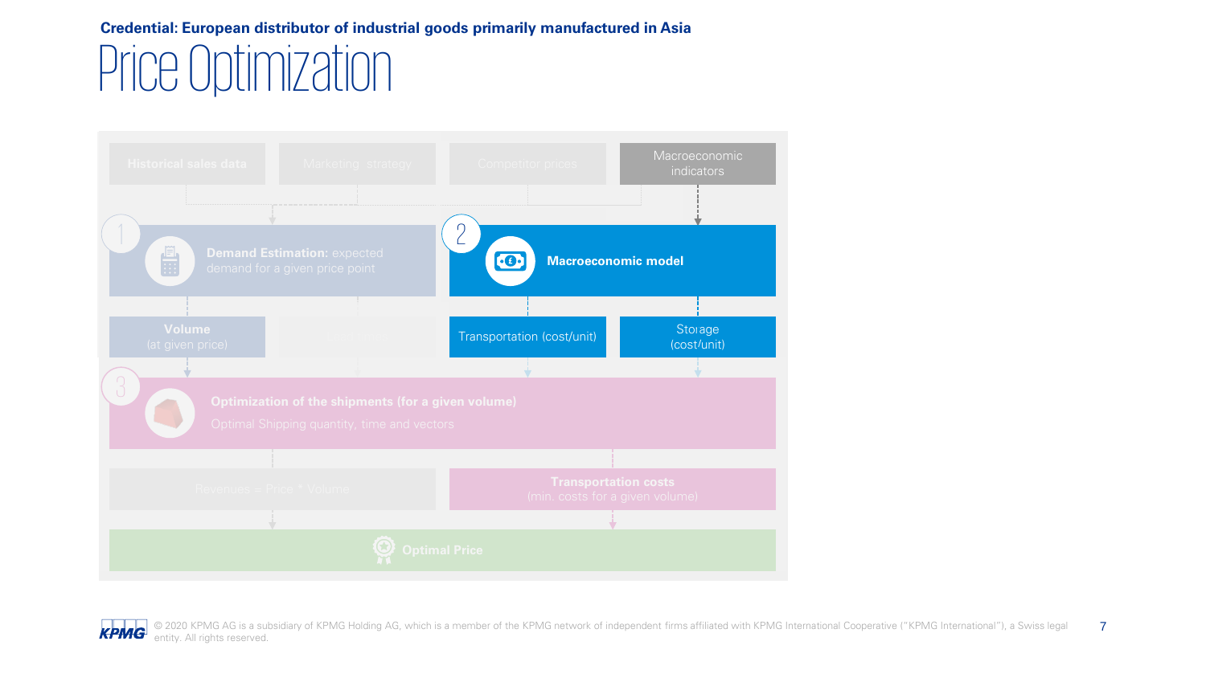**Credential: European distributor of industrial goods primarily manufactured in Asia**

# Price Optimization

Historical sales data

Marketing strategy

Competitor prices

Macroeconomic indicators

1 **Demand Estimation:** expected demand for a given price point

2 **Macroeconomic model**

**Volume** (at given price)

Transportation (cost/unit)

Storage (cost/unit)

3 **Optimization of the shipments (for a given volume)**

Optimal Shipping quantity, time and vectors

Revenues = Price * Volume

**Transportation costs** (min. costs for a given volume)

**Optimal Price**

© 2020 KPMG AG is a subsidiary of KPMG Holding AG, which is a member of the KPMG network of independent firms affiliated with KPMG International Cooperative ("KPMG International"), a Swiss legal entity. All rights reserved.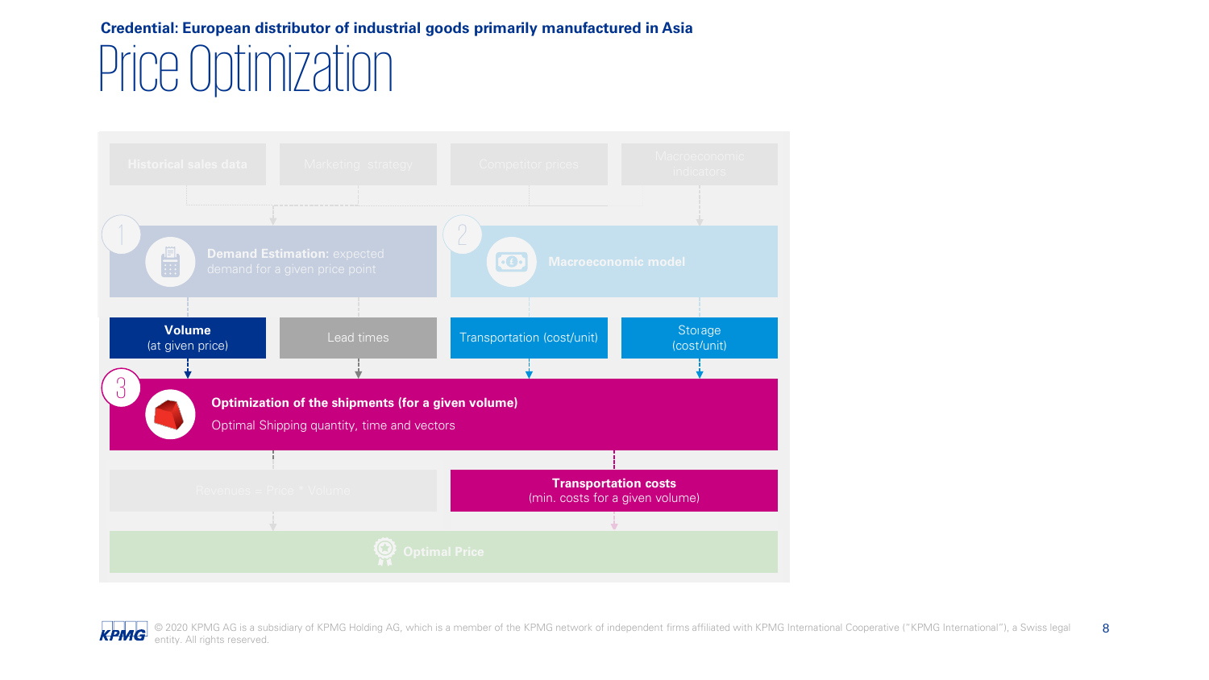**Credential: European distributor of industrial goods primarily manufactured in Asia**

# Price Optimization

Historical sales data

Marketing strategy

Competitor prices

Macroeconomic indicators

1 **Demand Estimation:** expected demand for a given price point

2 **Macroeconomic model**

**Volume** (at given price)

Lead times

Transportation (cost/unit)

Storage (cost/unit)

3 **Optimization of the shipments (for a given volume)**

Optimal Shipping quantity, time and vectors

Revenues = Price * Volume

**Transportation costs** (min. costs for a given volume)

**Optimal Price**

© 2020 KPMG AG is a subsidiary of KPMG Holding AG, which is a member of the KPMG network of independent firms affiliated with KPMG International Cooperative ("KPMG International"), a Swiss legal entity. All rights reserved.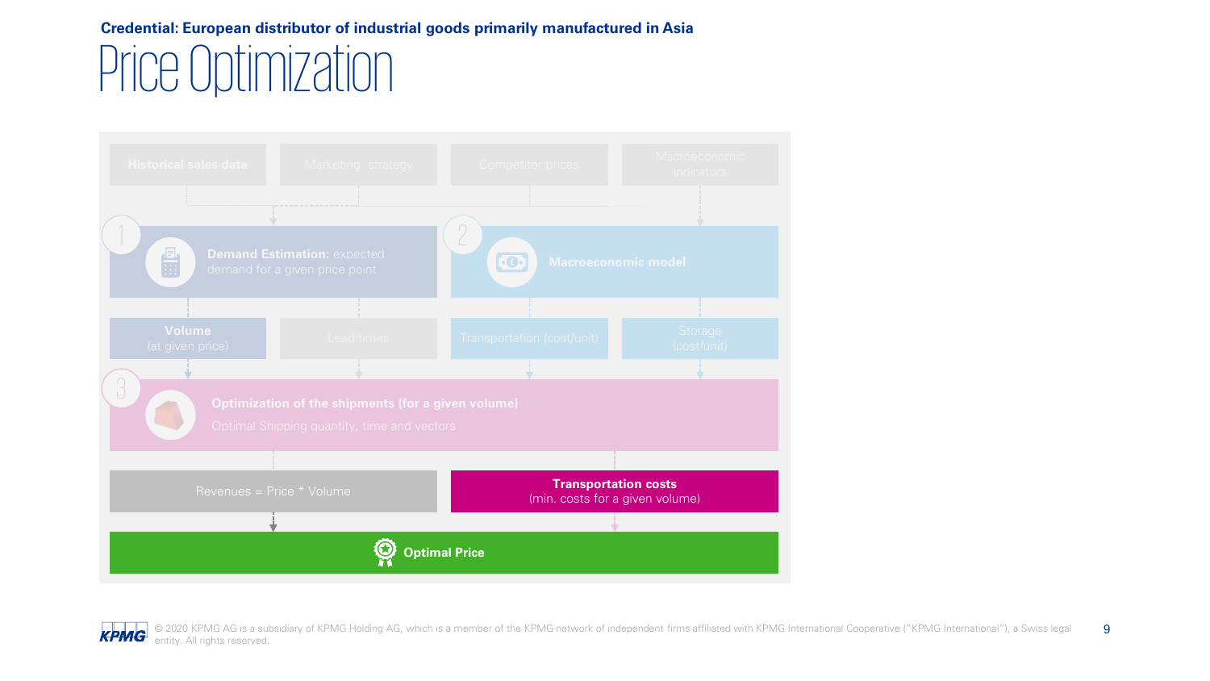**Credential: European distributor of industrial goods primarily manufactured in Asia**

# Price Optimization

Historical sales data

Marketing strategy

Competitor prices

Macroeconomic indicators

1 **Demand Estimation:** expected demand for a given price point

2 **Macroeconomic model**

**Volume** (at given price)

Lead times

Transportation (cost/unit)

Storage (cost/unit)

3 **Optimization of the shipments (for a given volume)**

Optimal Shipping quantity, time and vectors

Revenues = Price * Volume

**Transportation costs** (min. costs for a given volume)

**Optimal Price**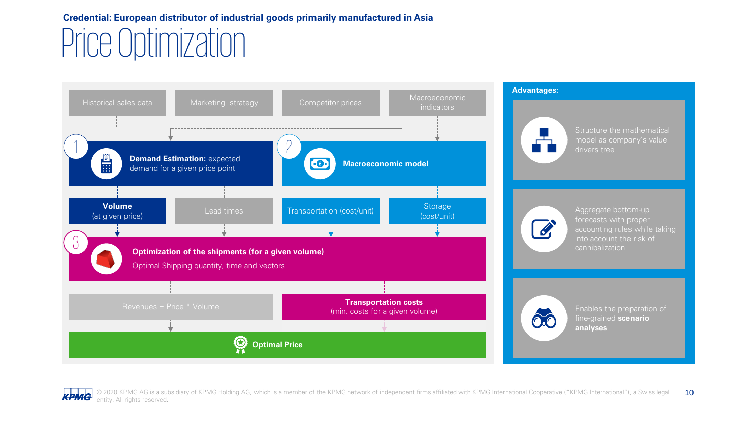**Credential: European distributor of industrial goods primarily manufactured in Asia**

# Price Optimization

Historical sales data

Marketing strategy

Competitor prices

Macroeconomic indicators

1 **Demand Estimation:** expected demand for a given price point

2 **Macroeconomic model**

**Volume** (at given price)

Lead times

Transportation (cost/unit)

Storage (cost/unit)

3 **Optimization of the shipments (for a given volume)**

Optimal Shipping quantity, time and vectors

Revenues = Price * Volume

**Transportation costs** (min. costs for a given volume)

**Optimal Price**

**Advantages:**

- Structure the mathematical model as company's value drivers tree
- Aggregate bottom-up forecasts with proper accounting rules while taking into account the risk of cannibalization
- Enables the preparation of fine-grained **scenario analyses**

© 2020 KPMG AG is a subsidiary of KPMG Holding AG, which is a member of the KPMG network of independent firms affiliated with KPMG International Cooperative ("KPMG International"), a Swiss legal entity. All rights reserved.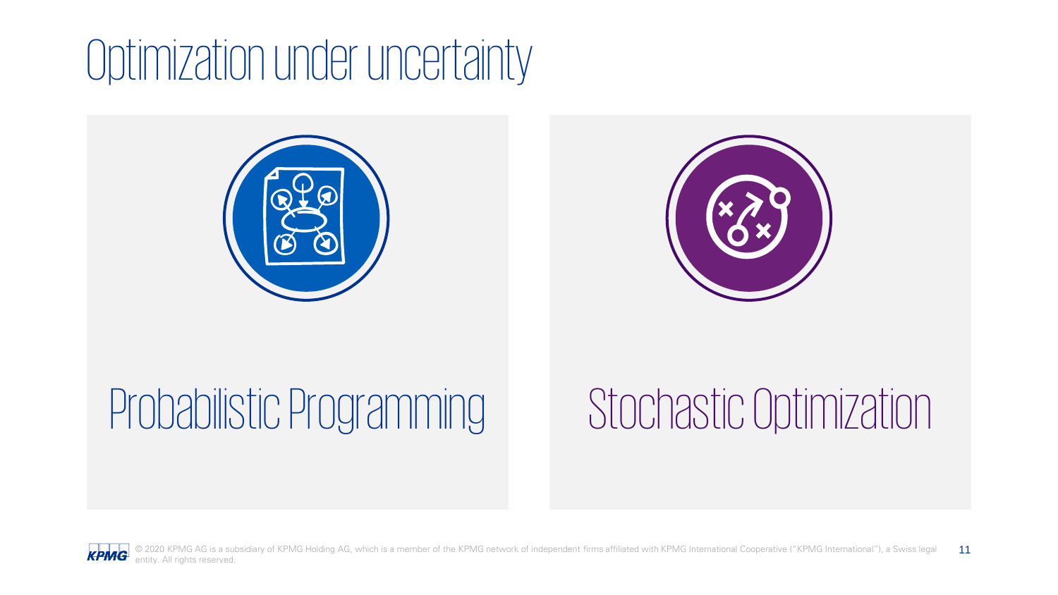# Optimization under uncertainty

Probabilistic Programming

Stochastic Optimization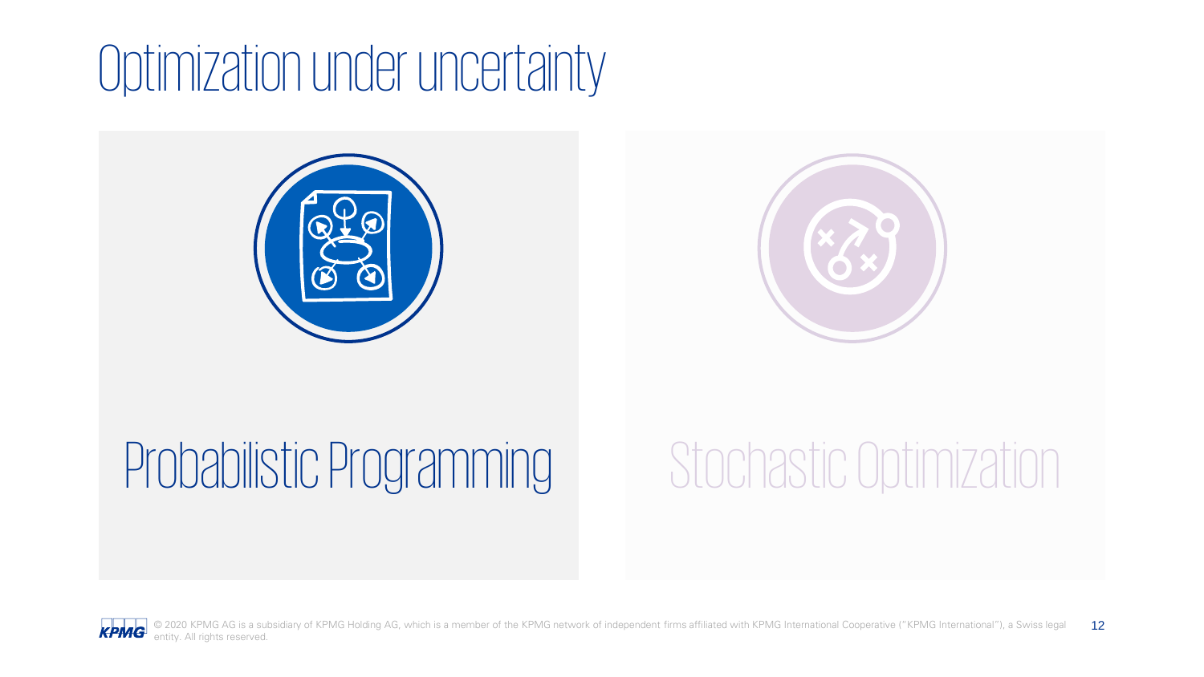# Optimization under uncertainty

Probabilistic Programming

Stochastic Optimization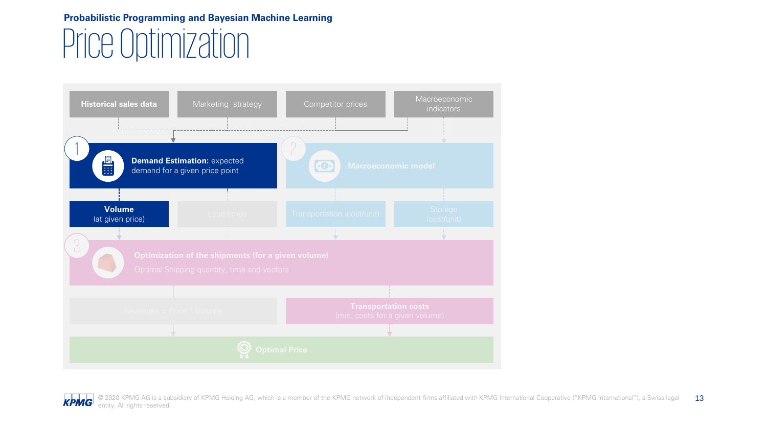Probabilistic Programming and Bayesian Machine Learning

# Price Optimization

Historical sales data

Marketing strategy

Competitor prices

Macroeconomic indicators

1

**Demand Estimation:** expected demand for a given price point

2

Macroeconomic model

**Volume**
(at given price)

Lead times

Transportation (cost/unit)

Storage (cost/unit)

3

**Optimization of the shipments (for a given volume)**
Optimal Shipping quantity, time and vectors

Revenues = Price * Volume

**Transportation costs**
(min. costs for a given volume)

**Optimal Price**

© 2020 KPMG AG is a subsidiary of KPMG Holding AG, which is a member of the KPMG network of independent firms affiliated with KPMG International Cooperative ("KPMG International"), a Swiss legal entity. All rights reserved.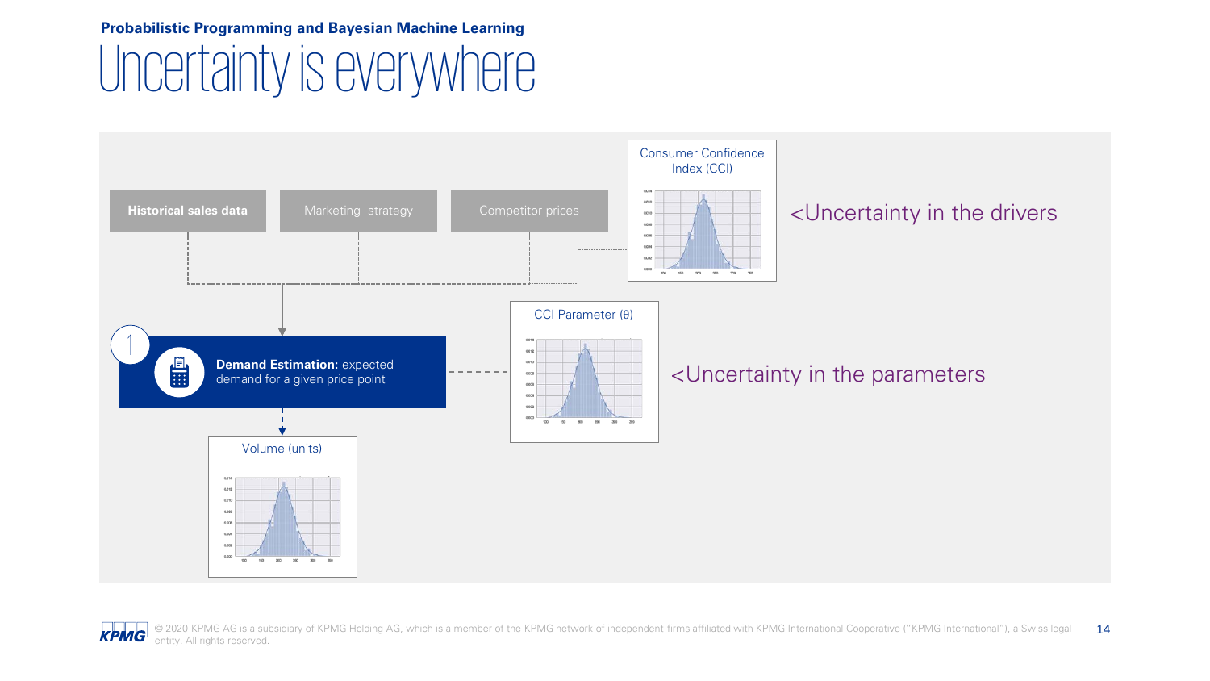Probabilistic Programming and Bayesian Machine Learning

# Uncertainty is everywhere

**Historical sales data**

Marketing strategy

Competitor prices

Consumer Confidence Index (CCI)

<Uncertainty in the drivers

1

**Demand Estimation:** expected demand for a given price point

CCI Parameter ($\theta$)

<Uncertainty in the parameters

Volume (units)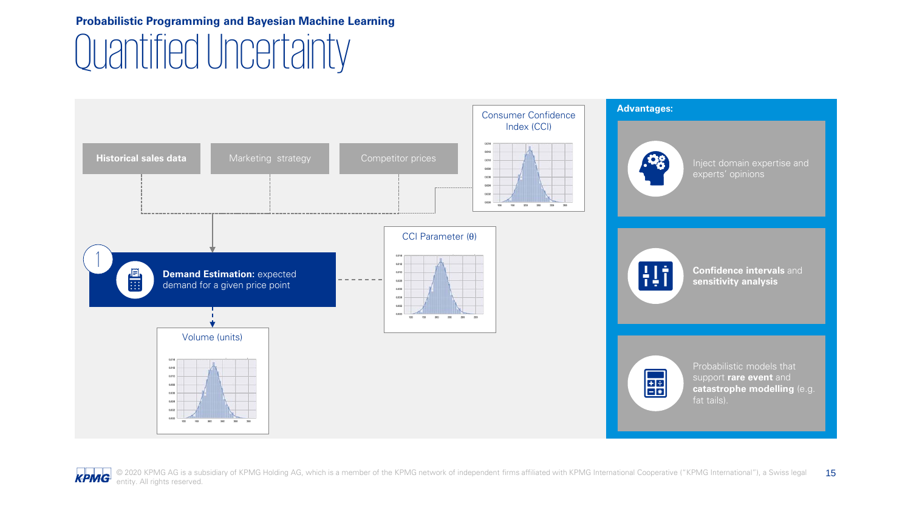**Probabilistic Programming and Bayesian Machine Learning**

# Quantified Uncertainty

Historical sales data

Marketing strategy

Competitor prices

Consumer Confidence Index (CCI)

1

**Demand Estimation:** expected demand for a given price point

CCI Parameter (θ)

Volume (units)

**Advantages:**

- Inject domain expertise and experts' opinions
- **Confidence intervals** and **sensitivity analysis**
- Probabilistic models that support **rare event** and **catastrophe modelling** (e.g. fat tails).

© 2020 KPMG AG is a subsidiary of KPMG Holding AG, which is a member of the KPMG network of independent firms affiliated with KPMG International Cooperative ("KPMG International"), a Swiss legal entity. All rights reserved.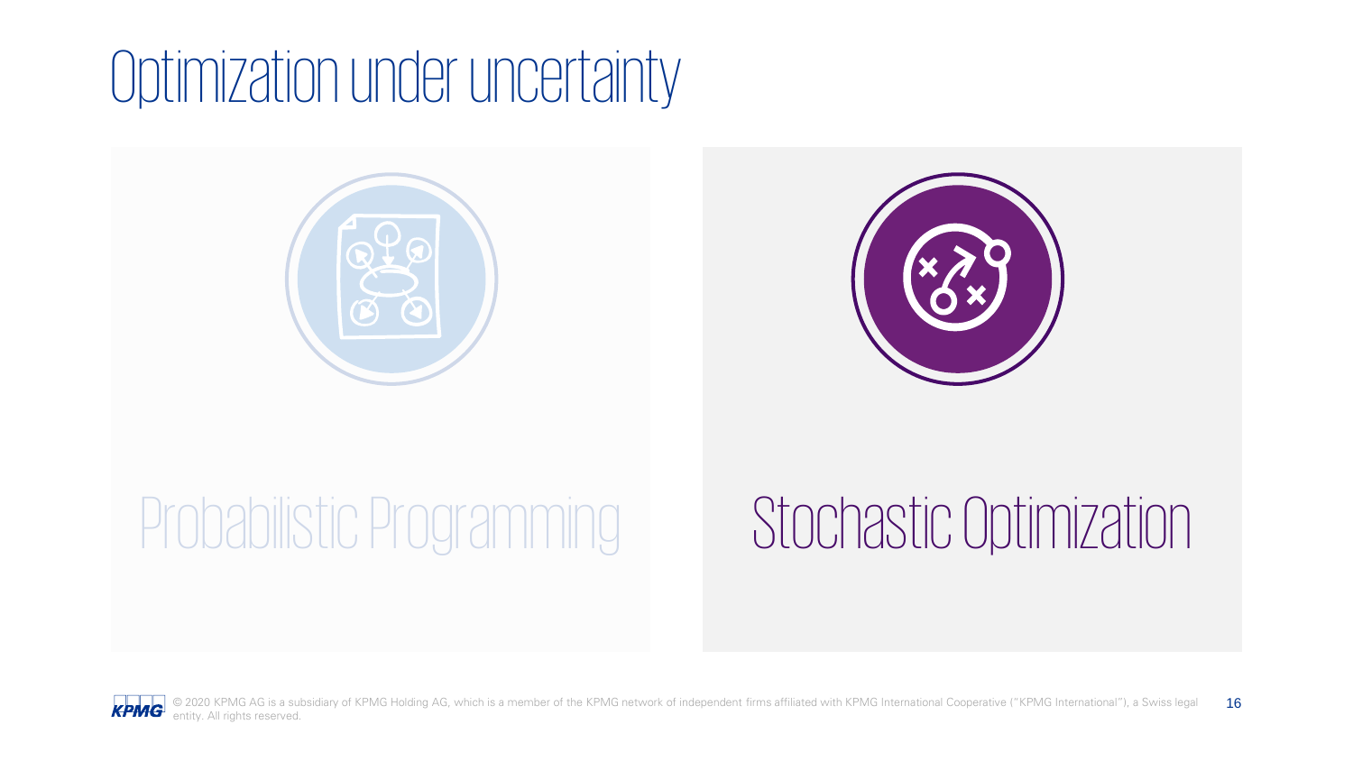# Optimization under uncertainty

Probabilistic Programming

Stochastic Optimization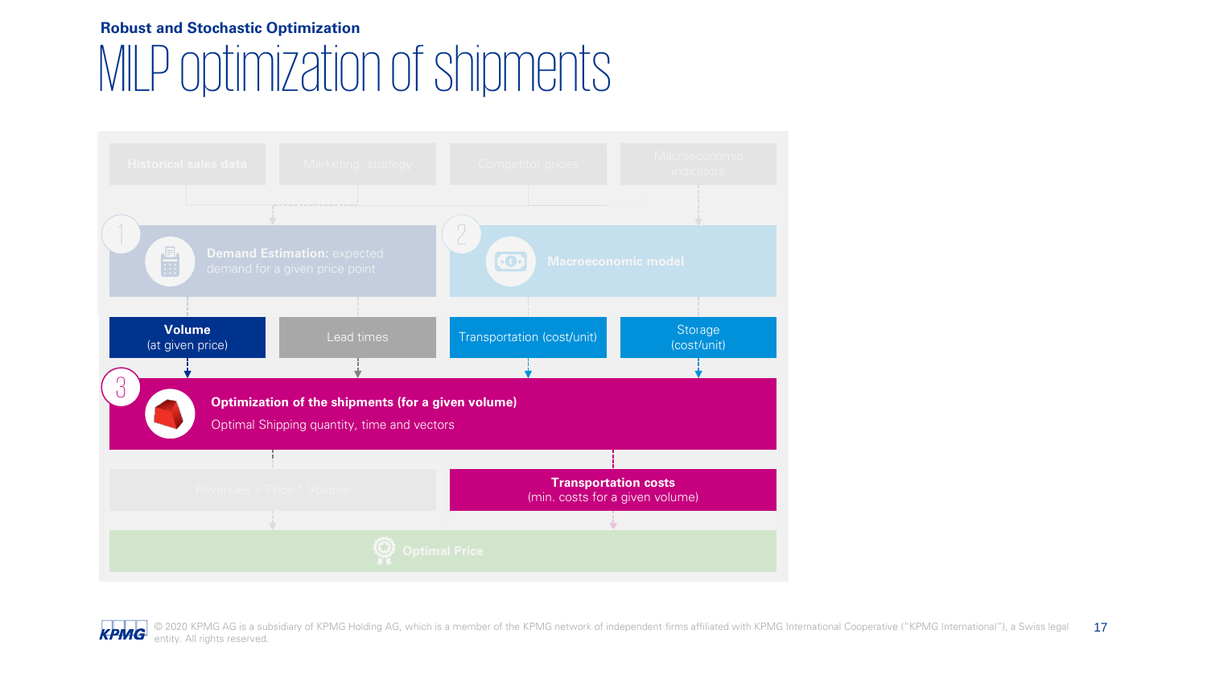Robust and Stochastic Optimization

# MILP optimization of shipments

Historical sales data

Marketing strategy

Competitor prices

Macroeconomic indicators

1

**Demand Estimation:** expected demand for a given price point

2

**Macroeconomic model**

**Volume** (at given price)

Lead times

Transportation (cost/unit)

Storage (cost/unit)

3

**Optimization of the shipments (for a given volume)**

Optimal Shipping quantity, time and vectors

Revenues = Price * Volume

**Transportation costs** (min. costs for a given volume)

**Optimal Price**

© 2020 KPMG AG is a subsidiary of KPMG Holding AG, which is a member of the KPMG network of independent firms affiliated with KPMG International Cooperative ("KPMG International"), a Swiss legal entity. All rights reserved.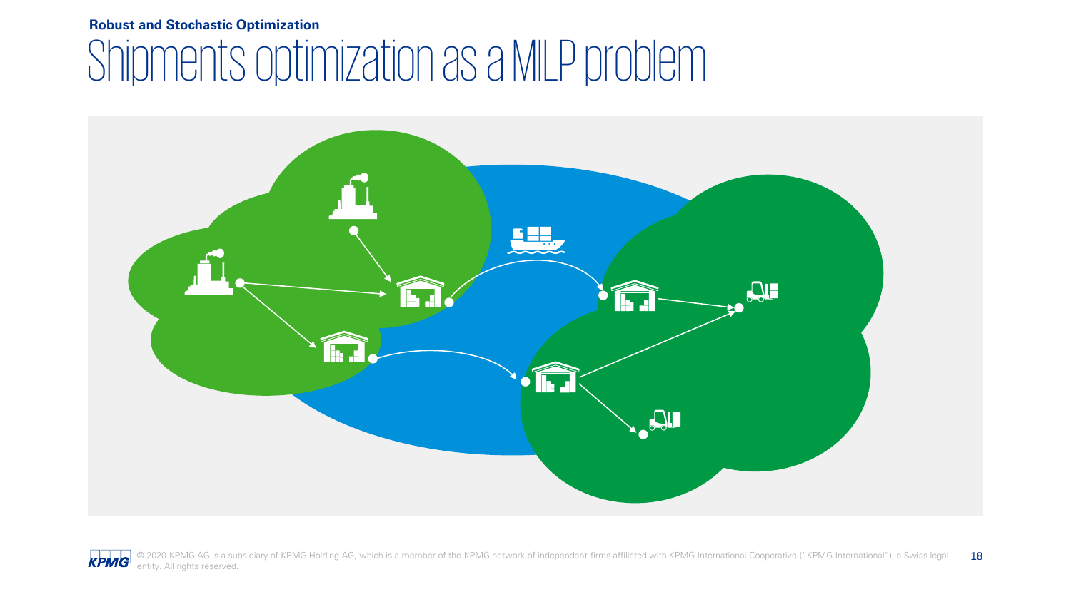**Robust and Stochastic Optimization**

# Shipments optimization as a MILP problem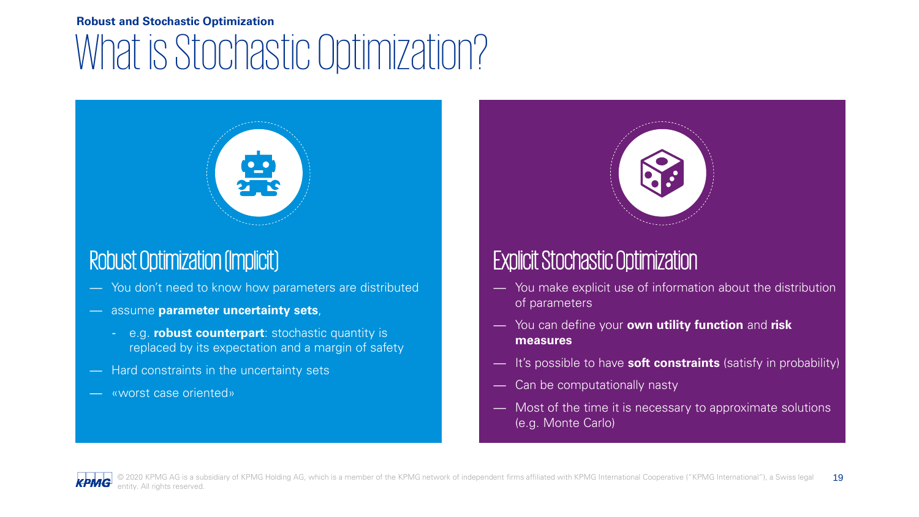**Robust and Stochastic Optimization**

# What is Stochastic Optimization?

## Robust Optimization (Implicit)

- You don't need to know how parameters are distributed
- assume **parameter uncertainty sets**,
  - e.g. **robust counterpart**: stochastic quantity is replaced by its expectation and a margin of safety
- Hard constraints in the uncertainty sets
- «worst case oriented»

## Explicit Stochastic Optimization

- You make explicit use of information about the distribution of parameters
- You can define your **own utility function** and **risk measures**
- It's possible to have **soft constraints** (satisfy in probability)
- Can be computationally nasty
- Most of the time it is necessary to approximate solutions (e.g. Monte Carlo)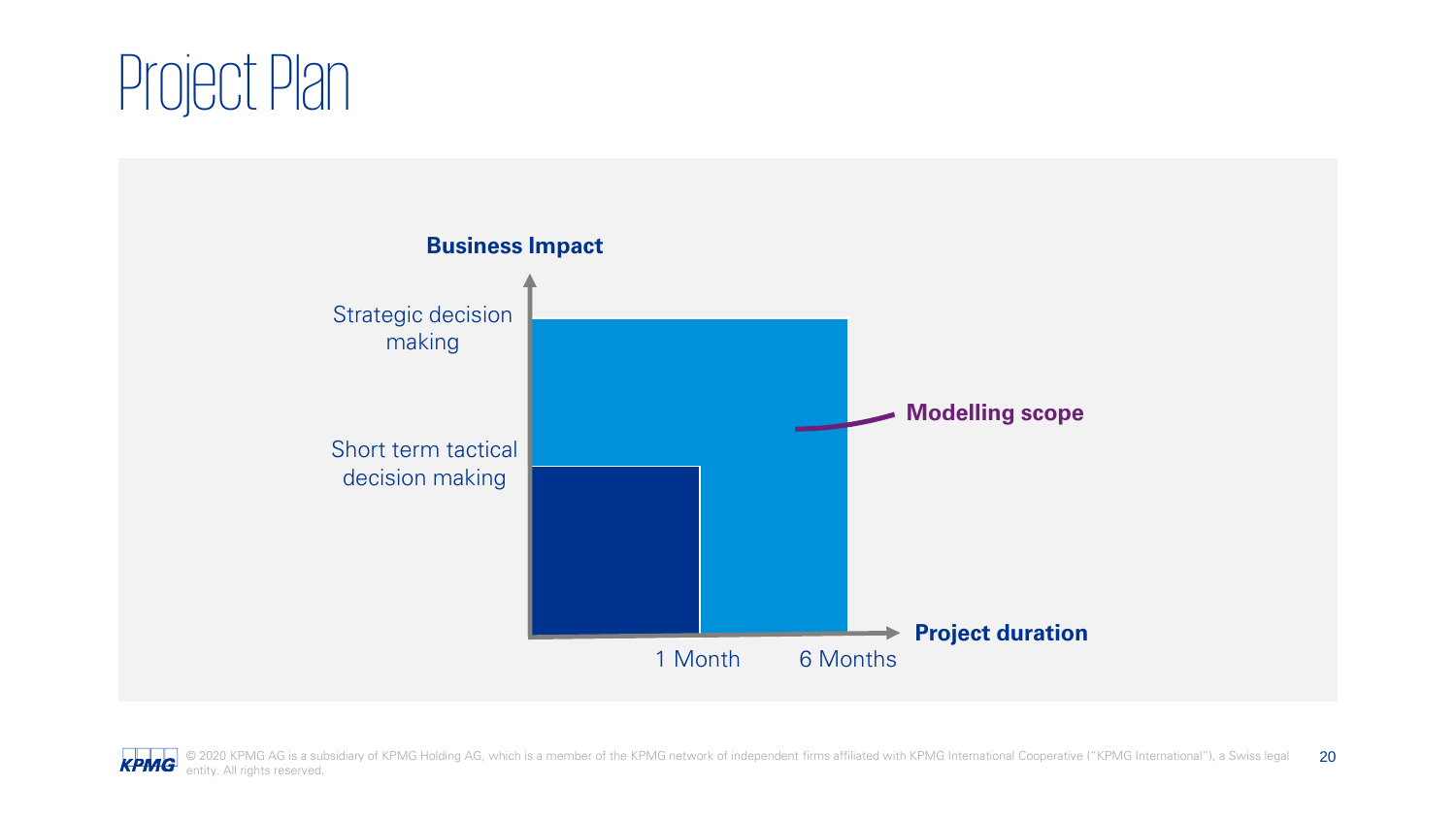# Project Plan

Business Impact

Strategic decision making

Short term tactical decision making

Modelling scope

Project duration

1 Month

6 Months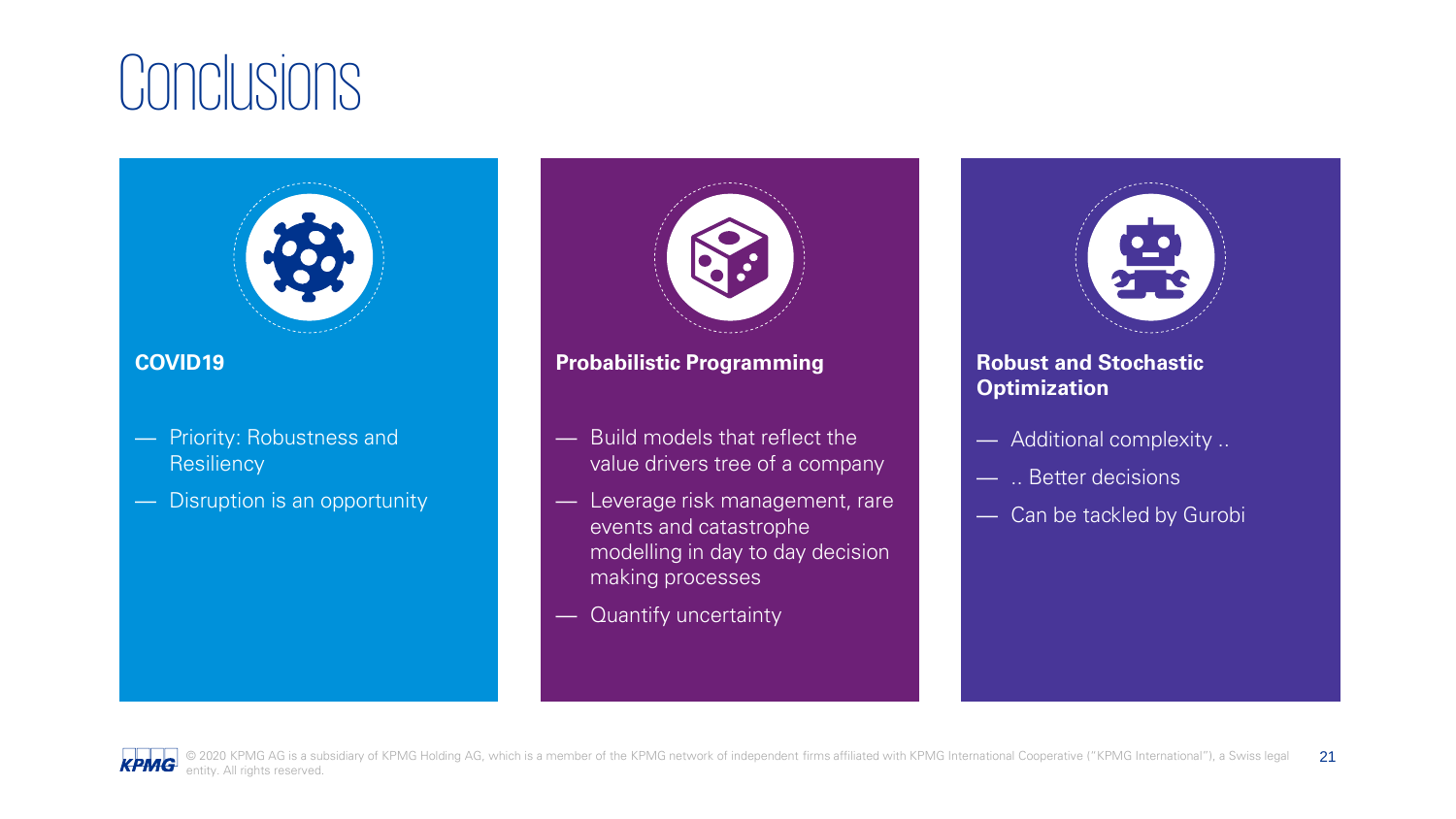# Conclusions

### COVID19

- Priority: Robustness and Resiliency
- Disruption is an opportunity

### Probabilistic Programming

- Build models that reflect the value drivers tree of a company
- Leverage risk management, rare events and catastrophe modelling in day to day decision making processes
- Quantify uncertainty

### Robust and Stochastic Optimization

- Additional complexity ..
- .. Better decisions
- Can be tackled by Gurobi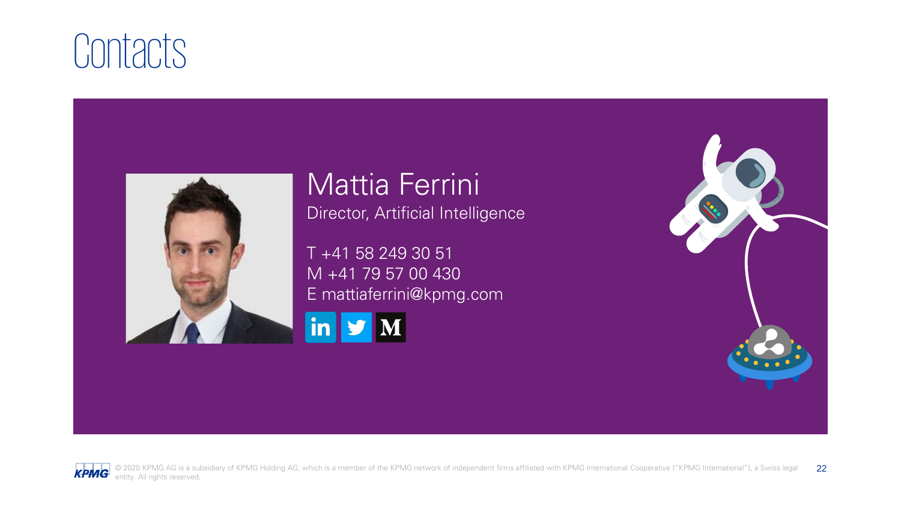# Contacts

## Mattia Ferrini

Director, Artificial Intelligence

T +41 58 249 30 51
M +41 79 57 00 430
E mattiaferrini@kpmg.com

© 2020 KPMG AG is a subsidiary of KPMG Holding AG, which is a member of the KPMG network of independent firms affiliated with KPMG International Cooperative ("KPMG International"), a Swiss legal entity. All rights reserved.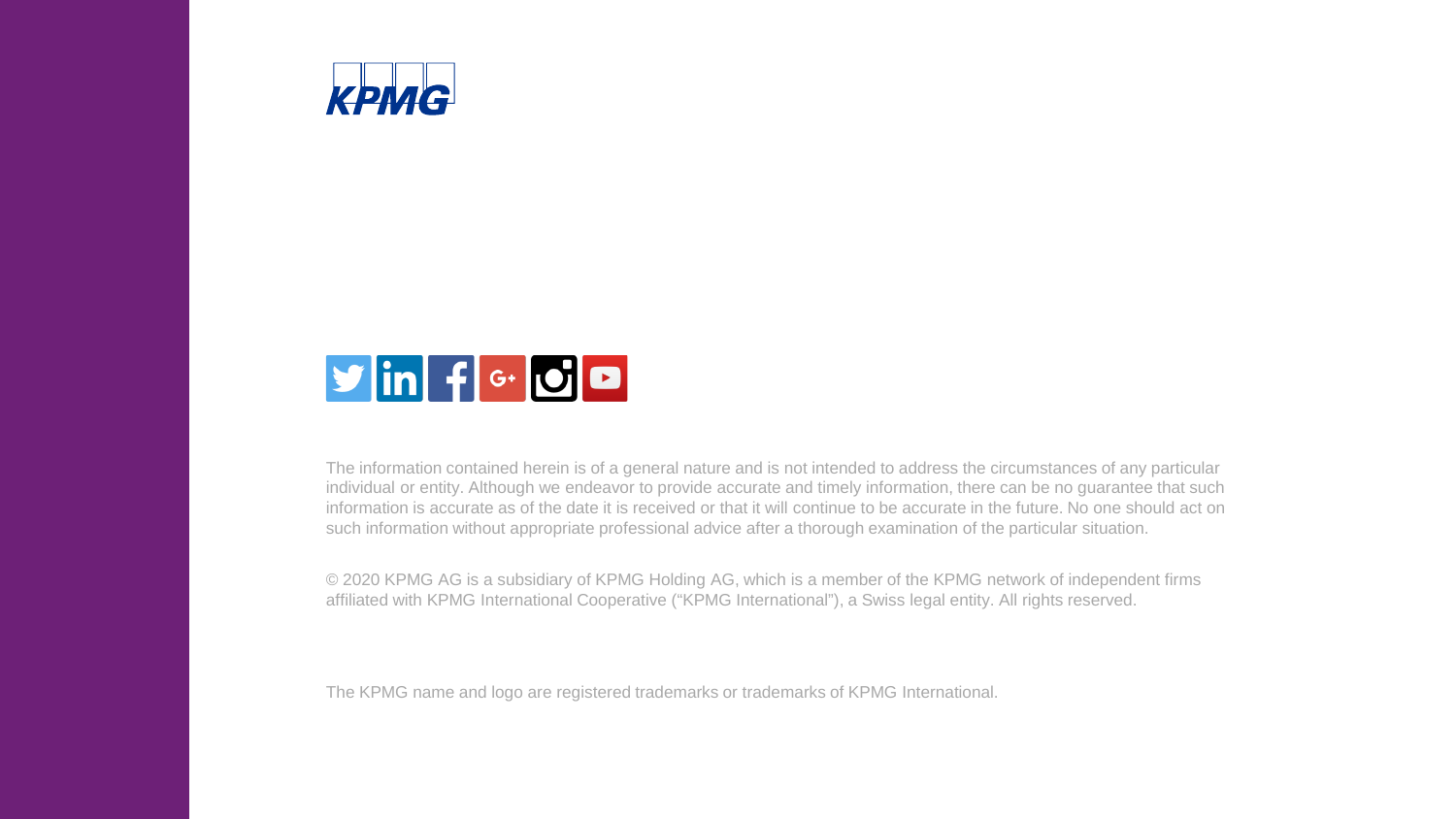The information contained herein is of a general nature and is not intended to address the circumstances of any particular individual or entity. Although we endeavor to provide accurate and timely information, there can be no guarantee that such information is accurate as of the date it is received or that it will continue to be accurate in the future. No one should act on such information without appropriate professional advice after a thorough examination of the particular situation.

© 2020 KPMG AG is a subsidiary of KPMG Holding AG, which is a member of the KPMG network of independent firms affiliated with KPMG International Cooperative ("KPMG International"), a Swiss legal entity. All rights reserved.

The KPMG name and logo are registered trademarks or trademarks of KPMG International.